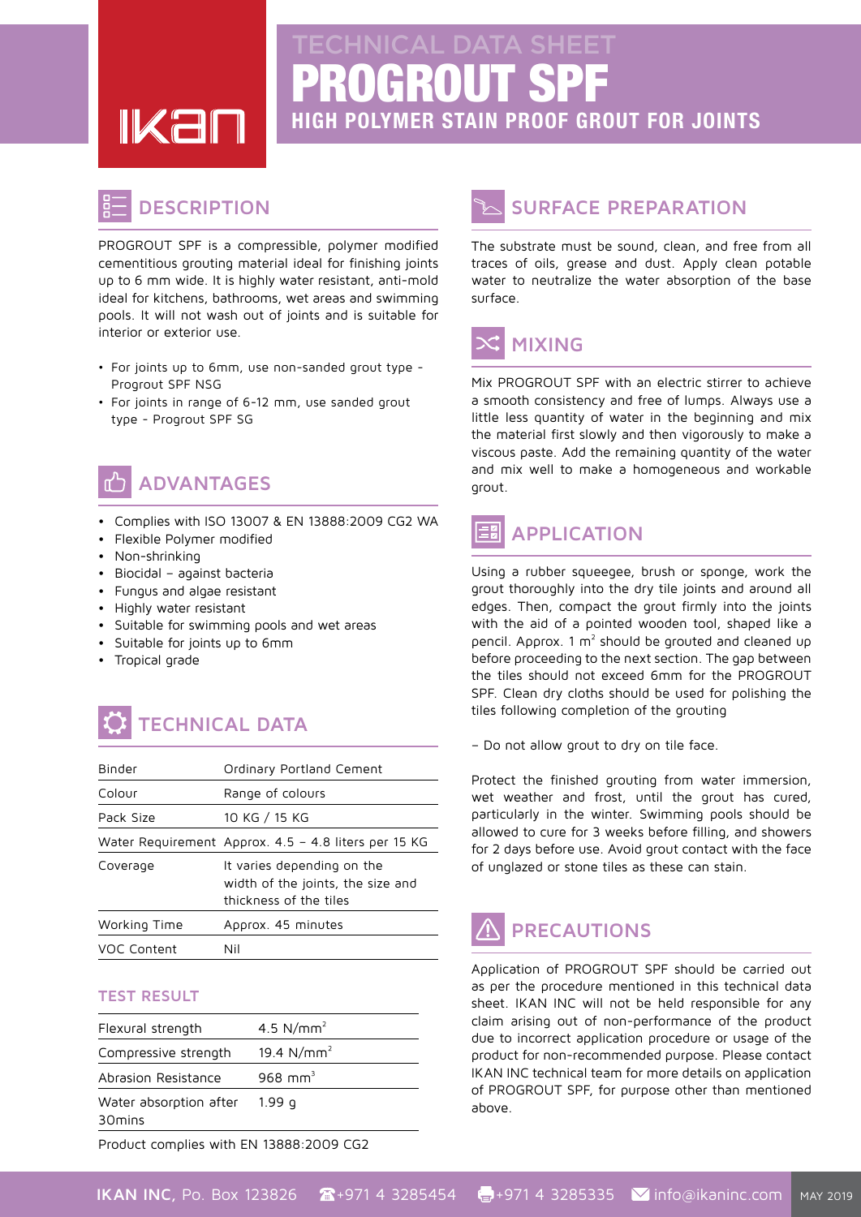# TECHNICAL DATA SHEET

# PROGROUT SPF

## HIGH POLYMER STAIN PROOF GROUT FOR JOINTS

## DESCRIPTION

PROGROUT SPF is a compressible, polymer modified cementitious grouting material ideal for finishing joints up to 6 mm wide. It is highly water resistant, anti-mold ideal for kitchens, bathrooms, wet areas and swimming pools. It will not wash out of joints and is suitable for interior or exterior use.

- For joints up to 6mm, use non-sanded grout type - Progrout SPF NSG
- For joints in range of 6-12 mm, use sanded grout type - Progrout SPF SG

## ADVANTAGES

- Complies with ISO 13007 & EN 13888:2009 CG2 WA
- Flexible Polymer modified
- Non-shrinking
- Biocidal – against bacteria
- Fungus and algae resistant
- Highly water resistant
- Suitable for swimming pools and wet areas
- Suitable for joints up to 6mm
- Tropical grade

## TECHNICAL DATA

| | |
|---|---|
| Binder | Ordinary Portland Cement |
| Colour | Range of colours |
| Pack Size | 10 KG / 15 KG |
| Water Requirement | Approx. 4.5 – 4.8 liters per 15 KG |
| Coverage | It varies depending on the width of the joints, the size and thickness of the tiles |
| Working Time | Approx. 45 minutes |
| VOC Content | Nil |

### TEST RESULT

| | |
|---|---|
| Flexural strength | 4.5 N/mm$^2$ |
| Compressive strength | 19.4 N/mm$^2$ |
| Abrasion Resistance | 968 mm$^3$ |
| Water absorption after 30mins | 1.99 g |

Product complies with EN 13888:2009 CG2

## SURFACE PREPARATION

The substrate must be sound, clean, and free from all traces of oils, grease and dust. Apply clean potable water to neutralize the water absorption of the base surface.

## MIXING

Mix PROGROUT SPF with an electric stirrer to achieve a smooth consistency and free of lumps. Always use a little less quantity of water in the beginning and mix the material first slowly and then vigorously to make a viscous paste. Add the remaining quantity of the water and mix well to make a homogeneous and workable grout.

## APPLICATION

Using a rubber squeegee, brush or sponge, work the grout thoroughly into the dry tile joints and around all edges. Then, compact the grout firmly into the joints with the aid of a pointed wooden tool, shaped like a pencil. Approx. 1 m$^2$ should be grouted and cleaned up before proceeding to the next section. The gap between the tiles should not exceed 6mm for the PROGROUT SPF. Clean dry cloths should be used for polishing the tiles following completion of the grouting

– Do not allow grout to dry on tile face.

Protect the finished grouting from water immersion, wet weather and frost, until the grout has cured, particularly in the winter. Swimming pools should be allowed to cure for 3 weeks before filling, and showers for 2 days before use. Avoid grout contact with the face of unglazed or stone tiles as these can stain.

## PRECAUTIONS

Application of PROGROUT SPF should be carried out as per the procedure mentioned in this technical data sheet. IKAN INC will not be held responsible for any claim arising out of non-performance of the product due to incorrect application procedure or usage of the product for non-recommended purpose. Please contact IKAN INC technical team for more details on application of PROGROUT SPF, for purpose other than mentioned above.

**IKAN INC**, Po. Box 123826 ☎+971 4 3285454 +971 4 3285335 info@ikaninc.com MAY 2019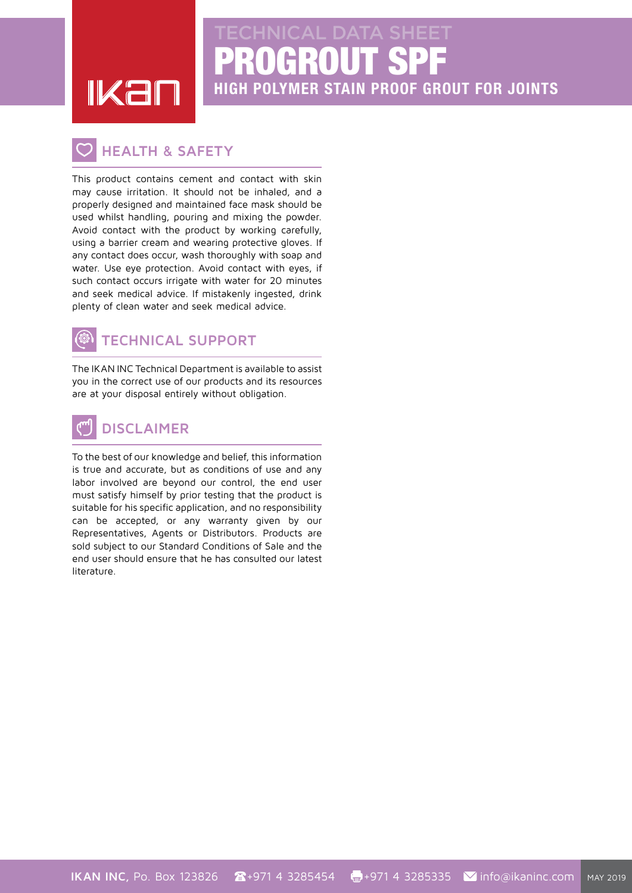## HEALTH & SAFETY

This product contains cement and contact with skin may cause irritation. It should not be inhaled, and a properly designed and maintained face mask should be used whilst handling, pouring and mixing the powder. Avoid contact with the product by working carefully, using a barrier cream and wearing protective gloves. If any contact does occur, wash thoroughly with soap and water. Use eye protection. Avoid contact with eyes, if such contact occurs irrigate with water for 20 minutes and seek medical advice. If mistakenly ingested, drink plenty of clean water and seek medical advice.

## TECHNICAL SUPPORT

The IKAN INC Technical Department is available to assist you in the correct use of our products and its resources are at your disposal entirely without obligation.

## DISCLAIMER

To the best of our knowledge and belief, this information is true and accurate, but as conditions of use and any labor involved are beyond our control, the end user must satisfy himself by prior testing that the product is suitable for his specific application, and no responsibility can be accepted, or any warranty given by our Representatives, Agents or Distributors. Products are sold subject to our Standard Conditions of Sale and the end user should ensure that he has consulted our latest literature.